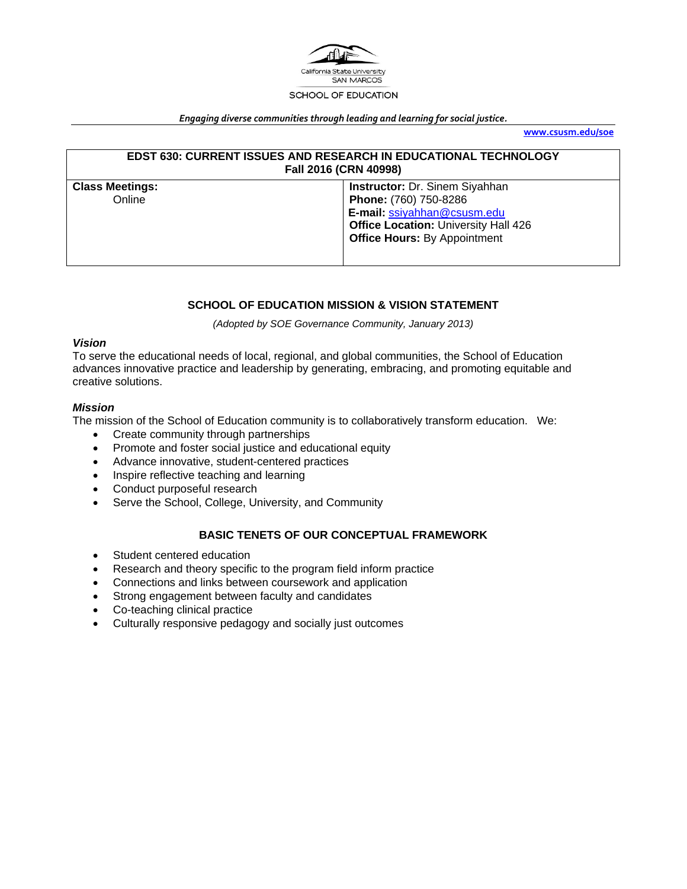California State University
SAN MARCOS
SCHOOL OF EDUCATION

*Engaging diverse communities through leading and learning for social justice.*

**www.csusm.edu/soe**

| **EDST 630: CURRENT ISSUES AND RESEARCH IN EDUCATIONAL TECHNOLOGY Fall 2016 (CRN 40998)** | |
|---|---|
| **Class Meetings:** Online | **Instructor:** Dr. Sinem Siyahhan<br>**Phone:** (760) 750-8286<br>**E-mail:** ssiyahhan@csusm.edu<br>**Office Location:** University Hall 426<br>**Office Hours:** By Appointment |

## SCHOOL OF EDUCATION MISSION & VISION STATEMENT

*(Adopted by SOE Governance Community, January 2013)*

### *Vision*

To serve the educational needs of local, regional, and global communities, the School of Education advances innovative practice and leadership by generating, embracing, and promoting equitable and creative solutions.

### *Mission*

The mission of the School of Education community is to collaboratively transform education. We:

- Create community through partnerships
- Promote and foster social justice and educational equity
- Advance innovative, student-centered practices
- Inspire reflective teaching and learning
- Conduct purposeful research
- Serve the School, College, University, and Community

## BASIC TENETS OF OUR CONCEPTUAL FRAMEWORK

- Student centered education
- Research and theory specific to the program field inform practice
- Connections and links between coursework and application
- Strong engagement between faculty and candidates
- Co-teaching clinical practice
- Culturally responsive pedagogy and socially just outcomes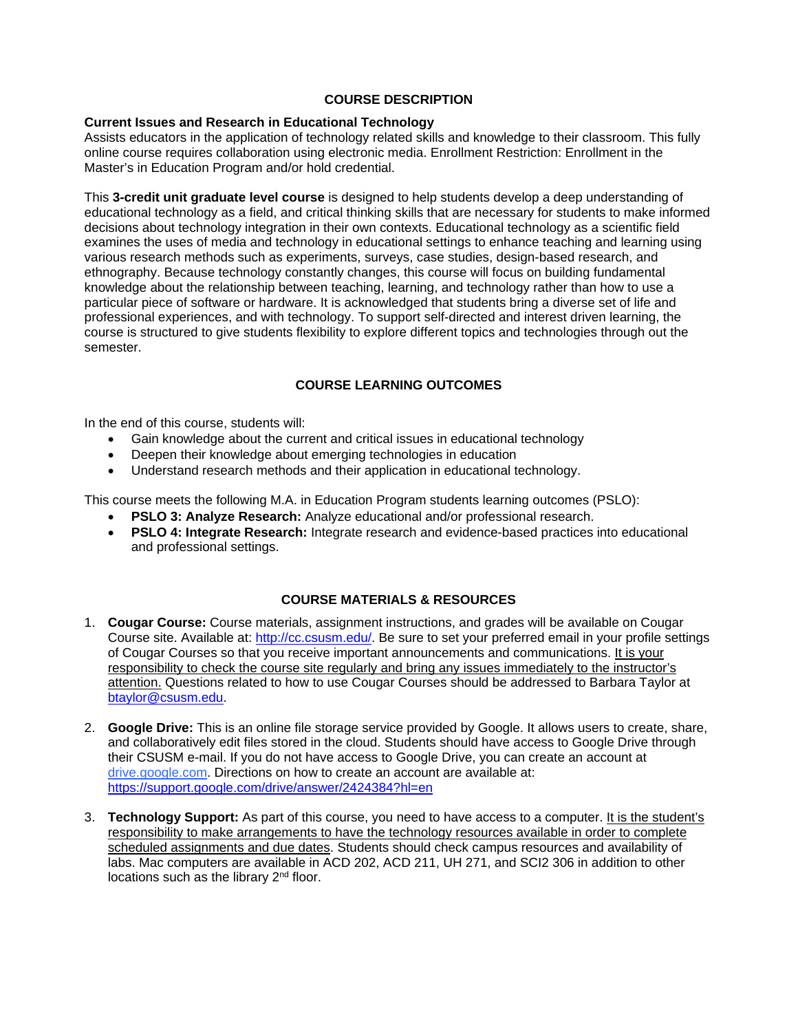## COURSE DESCRIPTION

**Current Issues and Research in Educational Technology**
Assists educators in the application of technology related skills and knowledge to their classroom. This fully online course requires collaboration using electronic media. Enrollment Restriction: Enrollment in the Master's in Education Program and/or hold credential.

This **3-credit unit graduate level course** is designed to help students develop a deep understanding of educational technology as a field, and critical thinking skills that are necessary for students to make informed decisions about technology integration in their own contexts. Educational technology as a scientific field examines the uses of media and technology in educational settings to enhance teaching and learning using various research methods such as experiments, surveys, case studies, design-based research, and ethnography. Because technology constantly changes, this course will focus on building fundamental knowledge about the relationship between teaching, learning, and technology rather than how to use a particular piece of software or hardware. It is acknowledged that students bring a diverse set of life and professional experiences, and with technology. To support self-directed and interest driven learning, the course is structured to give students flexibility to explore different topics and technologies through out the semester.

## COURSE LEARNING OUTCOMES

In the end of this course, students will:

- Gain knowledge about the current and critical issues in educational technology
- Deepen their knowledge about emerging technologies in education
- Understand research methods and their application in educational technology.

This course meets the following M.A. in Education Program students learning outcomes (PSLO):

- **PSLO 3: Analyze Research:** Analyze educational and/or professional research.
- **PSLO 4: Integrate Research:** Integrate research and evidence-based practices into educational and professional settings.

## COURSE MATERIALS & RESOURCES

1. **Cougar Course:** Course materials, assignment instructions, and grades will be available on Cougar Course site. Available at: http://cc.csusm.edu/. Be sure to set your preferred email in your profile settings of Cougar Courses so that you receive important announcements and communications. It is your responsibility to check the course site regularly and bring any issues immediately to the instructor's attention. Questions related to how to use Cougar Courses should be addressed to Barbara Taylor at btaylor@csusm.edu.

2. **Google Drive:** This is an online file storage service provided by Google. It allows users to create, share, and collaboratively edit files stored in the cloud. Students should have access to Google Drive through their CSUSM e-mail. If you do not have access to Google Drive, you can create an account at drive.google.com. Directions on how to create an account are available at: https://support.google.com/drive/answer/2424384?hl=en

3. **Technology Support:** As part of this course, you need to have access to a computer. It is the student's responsibility to make arrangements to have the technology resources available in order to complete scheduled assignments and due dates. Students should check campus resources and availability of labs. Mac computers are available in ACD 202, ACD 211, UH 271, and SCI2 306 in addition to other locations such as the library 2nd floor.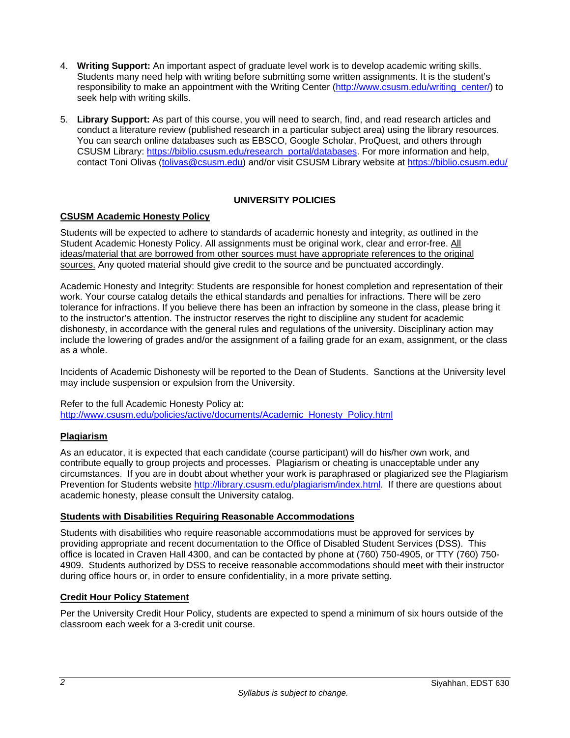4. **Writing Support:** An important aspect of graduate level work is to develop academic writing skills. Students many need help with writing before submitting some written assignments. It is the student's responsibility to make an appointment with the Writing Center (http://www.csusm.edu/writing_center/) to seek help with writing skills.

5. **Library Support:** As part of this course, you will need to search, find, and read research articles and conduct a literature review (published research in a particular subject area) using the library resources. You can search online databases such as EBSCO, Google Scholar, ProQuest, and others through CSUSM Library: https://biblio.csusm.edu/research_portal/databases. For more information and help, contact Toni Olivas (tolivas@csusm.edu) and/or visit CSUSM Library website at https://biblio.csusm.edu/

## UNIVERSITY POLICIES

### CSUSM Academic Honesty Policy

Students will be expected to adhere to standards of academic honesty and integrity, as outlined in the Student Academic Honesty Policy. All assignments must be original work, clear and error-free. All ideas/material that are borrowed from other sources must have appropriate references to the original sources. Any quoted material should give credit to the source and be punctuated accordingly.

Academic Honesty and Integrity: Students are responsible for honest completion and representation of their work. Your course catalog details the ethical standards and penalties for infractions. There will be zero tolerance for infractions. If you believe there has been an infraction by someone in the class, please bring it to the instructor's attention. The instructor reserves the right to discipline any student for academic dishonesty, in accordance with the general rules and regulations of the university. Disciplinary action may include the lowering of grades and/or the assignment of a failing grade for an exam, assignment, or the class as a whole.

Incidents of Academic Dishonesty will be reported to the Dean of Students. Sanctions at the University level may include suspension or expulsion from the University.

Refer to the full Academic Honesty Policy at:
http://www.csusm.edu/policies/active/documents/Academic_Honesty_Policy.html

### Plagiarism

As an educator, it is expected that each candidate (course participant) will do his/her own work, and contribute equally to group projects and processes. Plagiarism or cheating is unacceptable under any circumstances. If you are in doubt about whether your work is paraphrased or plagiarized see the Plagiarism Prevention for Students website http://library.csusm.edu/plagiarism/index.html. If there are questions about academic honesty, please consult the University catalog.

### Students with Disabilities Requiring Reasonable Accommodations

Students with disabilities who require reasonable accommodations must be approved for services by providing appropriate and recent documentation to the Office of Disabled Student Services (DSS). This office is located in Craven Hall 4300, and can be contacted by phone at (760) 750-4905, or TTY (760) 750-4909. Students authorized by DSS to receive reasonable accommodations should meet with their instructor during office hours or, in order to ensure confidentiality, in a more private setting.

### Credit Hour Policy Statement

Per the University Credit Hour Policy, students are expected to spend a minimum of six hours outside of the classroom each week for a 3-credit unit course.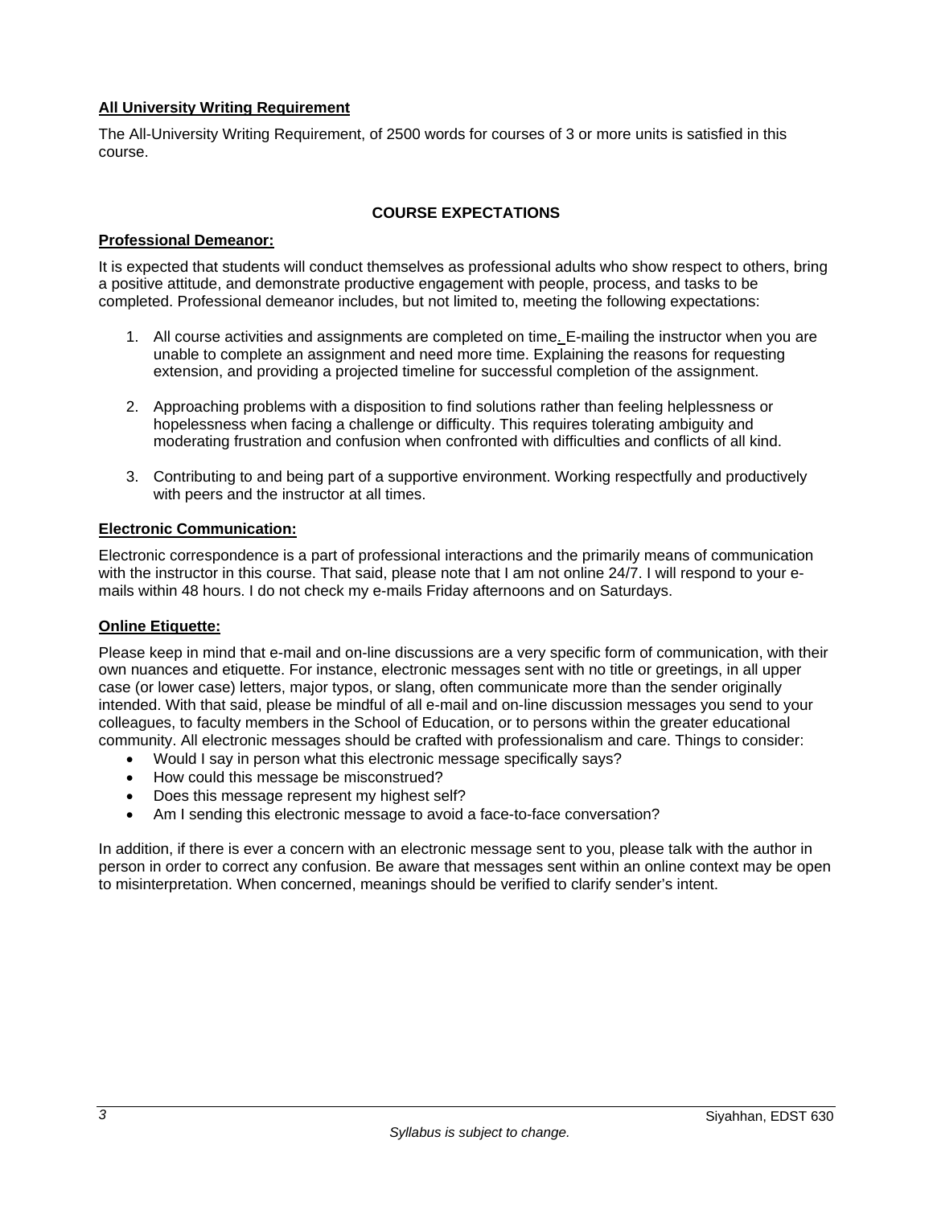**All University Writing Requirement**

The All-University Writing Requirement, of 2500 words for courses of 3 or more units is satisfied in this course.

## COURSE EXPECTATIONS

**Professional Demeanor:**

It is expected that students will conduct themselves as professional adults who show respect to others, bring a positive attitude, and demonstrate productive engagement with people, process, and tasks to be completed. Professional demeanor includes, but not limited to, meeting the following expectations:

1. All course activities and assignments are completed on time. E-mailing the instructor when you are unable to complete an assignment and need more time. Explaining the reasons for requesting extension, and providing a projected timeline for successful completion of the assignment.

2. Approaching problems with a disposition to find solutions rather than feeling helplessness or hopelessness when facing a challenge or difficulty. This requires tolerating ambiguity and moderating frustration and confusion when confronted with difficulties and conflicts of all kind.

3. Contributing to and being part of a supportive environment. Working respectfully and productively with peers and the instructor at all times.

**Electronic Communication:**

Electronic correspondence is a part of professional interactions and the primarily means of communication with the instructor in this course. That said, please note that I am not online 24/7. I will respond to your e-mails within 48 hours. I do not check my e-mails Friday afternoons and on Saturdays.

**Online Etiquette:**

Please keep in mind that e-mail and on-line discussions are a very specific form of communication, with their own nuances and etiquette. For instance, electronic messages sent with no title or greetings, in all upper case (or lower case) letters, major typos, or slang, often communicate more than the sender originally intended. With that said, please be mindful of all e-mail and on-line discussion messages you send to your colleagues, to faculty members in the School of Education, or to persons within the greater educational community. All electronic messages should be crafted with professionalism and care. Things to consider:

- Would I say in person what this electronic message specifically says?
- How could this message be misconstrued?
- Does this message represent my highest self?
- Am I sending this electronic message to avoid a face-to-face conversation?

In addition, if there is ever a concern with an electronic message sent to you, please talk with the author in person in order to correct any confusion. Be aware that messages sent within an online context may be open to misinterpretation. When concerned, meanings should be verified to clarify sender's intent.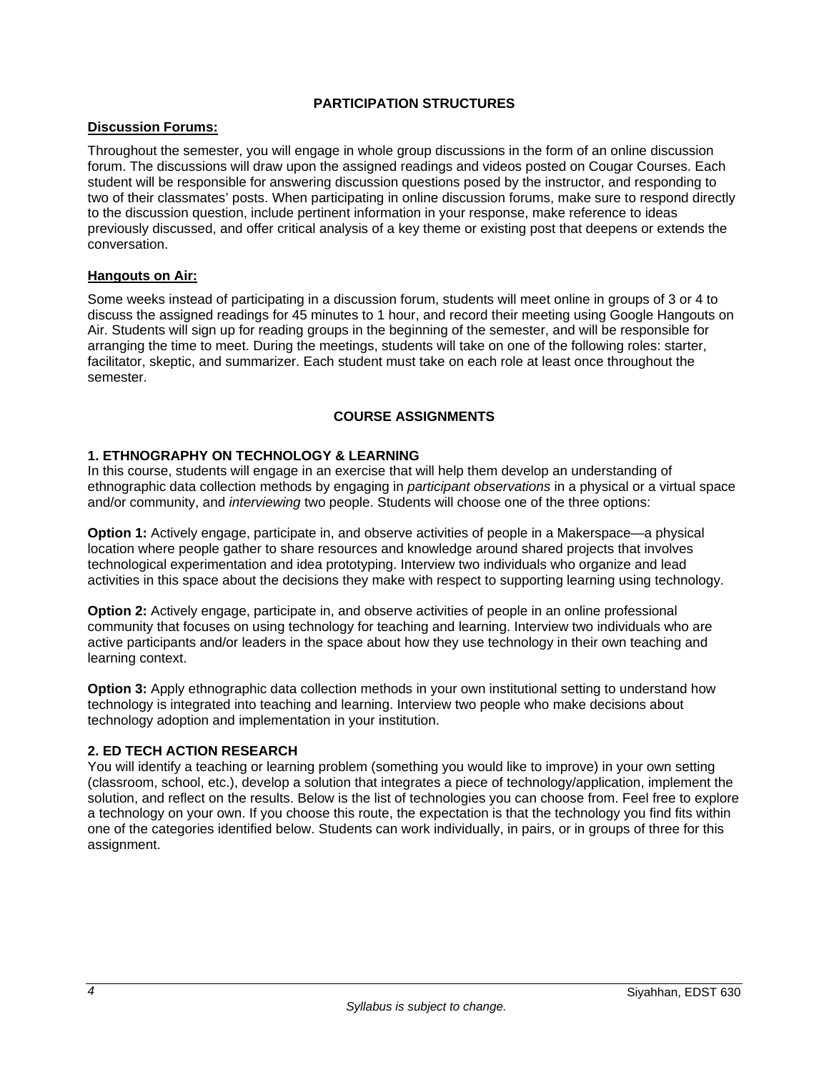## PARTICIPATION STRUCTURES

### Discussion Forums:

Throughout the semester, you will engage in whole group discussions in the form of an online discussion forum. The discussions will draw upon the assigned readings and videos posted on Cougar Courses. Each student will be responsible for answering discussion questions posed by the instructor, and responding to two of their classmates' posts. When participating in online discussion forums, make sure to respond directly to the discussion question, include pertinent information in your response, make reference to ideas previously discussed, and offer critical analysis of a key theme or existing post that deepens or extends the conversation.

### Hangouts on Air:

Some weeks instead of participating in a discussion forum, students will meet online in groups of 3 or 4 to discuss the assigned readings for 45 minutes to 1 hour, and record their meeting using Google Hangouts on Air. Students will sign up for reading groups in the beginning of the semester, and will be responsible for arranging the time to meet. During the meetings, students will take on one of the following roles: starter, facilitator, skeptic, and summarizer. Each student must take on each role at least once throughout the semester.

## COURSE ASSIGNMENTS

### 1. ETHNOGRAPHY ON TECHNOLOGY & LEARNING

In this course, students will engage in an exercise that will help them develop an understanding of ethnographic data collection methods by engaging in *participant observations* in a physical or a virtual space and/or community, and *interviewing* two people. Students will choose one of the three options:

**Option 1:** Actively engage, participate in, and observe activities of people in a Makerspace—a physical location where people gather to share resources and knowledge around shared projects that involves technological experimentation and idea prototyping. Interview two individuals who organize and lead activities in this space about the decisions they make with respect to supporting learning using technology.

**Option 2:** Actively engage, participate in, and observe activities of people in an online professional community that focuses on using technology for teaching and learning. Interview two individuals who are active participants and/or leaders in the space about how they use technology in their own teaching and learning context.

**Option 3:** Apply ethnographic data collection methods in your own institutional setting to understand how technology is integrated into teaching and learning. Interview two people who make decisions about technology adoption and implementation in your institution.

### 2. ED TECH ACTION RESEARCH

You will identify a teaching or learning problem (something you would like to improve) in your own setting (classroom, school, etc.), develop a solution that integrates a piece of technology/application, implement the solution, and reflect on the results. Below is the list of technologies you can choose from. Feel free to explore a technology on your own. If you choose this route, the expectation is that the technology you find fits within one of the categories identified below. Students can work individually, in pairs, or in groups of three for this assignment.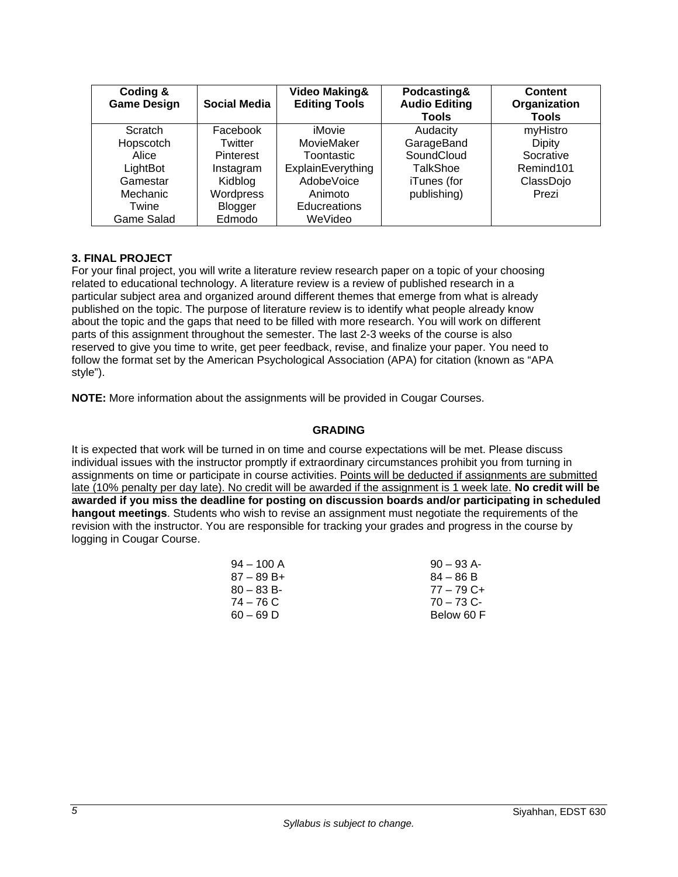| Coding & Game Design | Social Media | Video Making& Editing Tools | Podcasting& Audio Editing Tools | Content Organization Tools |
|---|---|---|---|---|
| Scratch | Facebook | iMovie | Audacity | myHistro |
| Hopscotch | Twitter | MovieMaker | GarageBand | Dipity |
| Alice | Pinterest | Toontastic | SoundCloud | Socrative |
| LightBot | Instagram | ExplainEverything | TalkShoe | Remind101 |
| Gamestar Mechanic | Kidblog | AdobeVoice | iTunes (for publishing) | ClassDojo |
| Twine | Wordpress | Animoto | | Prezi |
| Game Salad | Blogger | Educreations | | |
| | Edmodo | WeVideo | | |

**3. FINAL PROJECT**

For your final project, you will write a literature review research paper on a topic of your choosing related to educational technology. A literature review is a review of published research in a particular subject area and organized around different themes that emerge from what is already published on the topic. The purpose of literature review is to identify what people already know about the topic and the gaps that need to be filled with more research. You will work on different parts of this assignment throughout the semester. The last 2-3 weeks of the course is also reserved to give you time to write, get peer feedback, revise, and finalize your paper. You need to follow the format set by the American Psychological Association (APA) for citation (known as "APA style").

**NOTE:** More information about the assignments will be provided in Cougar Courses.

## GRADING

It is expected that work will be turned in on time and course expectations will be met. Please discuss individual issues with the instructor promptly if extraordinary circumstances prohibit you from turning in assignments on time or participate in course activities. Points will be deducted if assignments are submitted late (10% penalty per day late). No credit will be awarded if the assignment is 1 week late. **No credit will be awarded if you miss the deadline for posting on discussion boards and/or participating in scheduled hangout meetings**. Students who wish to revise an assignment must negotiate the requirements of the revision with the instructor. You are responsible for tracking your grades and progress in the course by logging in Cougar Course.

| | |
|---|---|
| 94 – 100 A | 90 – 93 A- |
| 87 – 89 B+ | 84 – 86 B |
| 80 – 83 B- | 77 – 79 C+ |
| 74 – 76 C | 70 – 73 C- |
| 60 – 69 D | Below 60 F |

*Syllabus is subject to change.*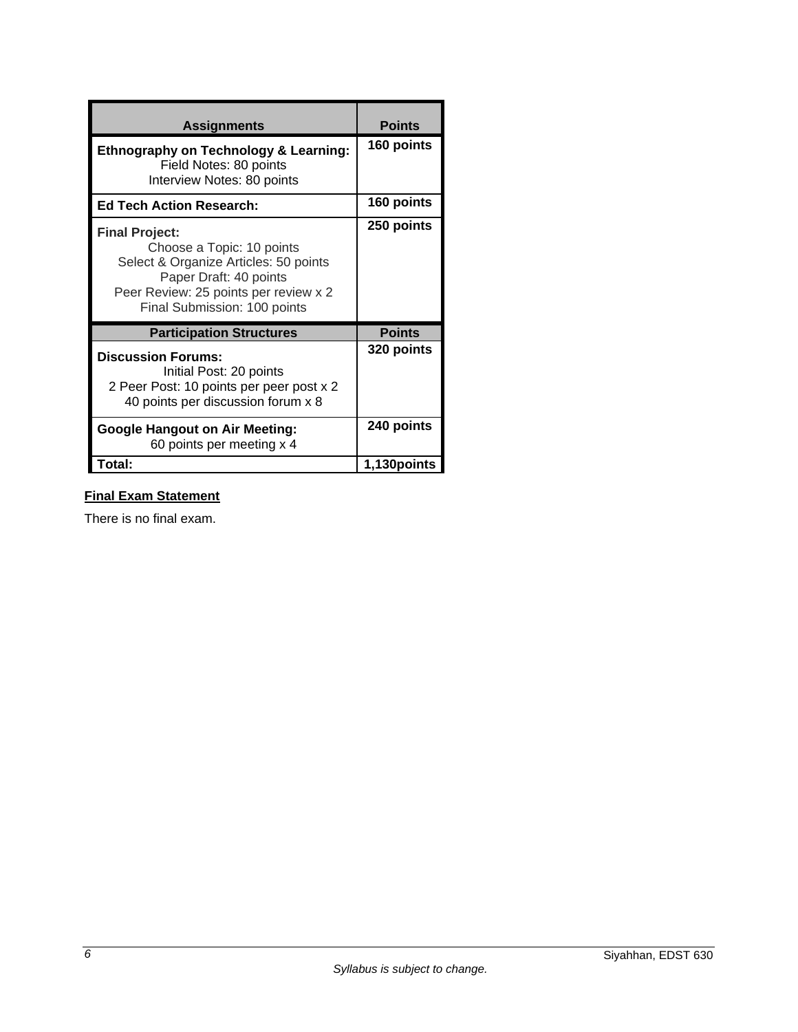| Assignments | Points |
|---|---|
| **Ethnography on Technology & Learning:**<br>Field Notes: 80 points<br>Interview Notes: 80 points | **160 points** |
| **Ed Tech Action Research:** | **160 points** |
| **Final Project:**<br>Choose a Topic: 10 points<br>Select & Organize Articles: 50 points<br>Paper Draft: 40 points<br>Peer Review: 25 points per review x 2<br>Final Submission: 100 points | **250 points** |
| **Participation Structures** | **Points** |
| **Discussion Forums:**<br>Initial Post: 20 points<br>2 Peer Post: 10 points per peer post x 2<br>40 points per discussion forum x 8 | **320 points** |
| **Google Hangout on Air Meeting:**<br>60 points per meeting x 4 | **240 points** |
| **Total:** | **1,130points** |

**Final Exam Statement**

There is no final exam.

*Syllabus is subject to change.*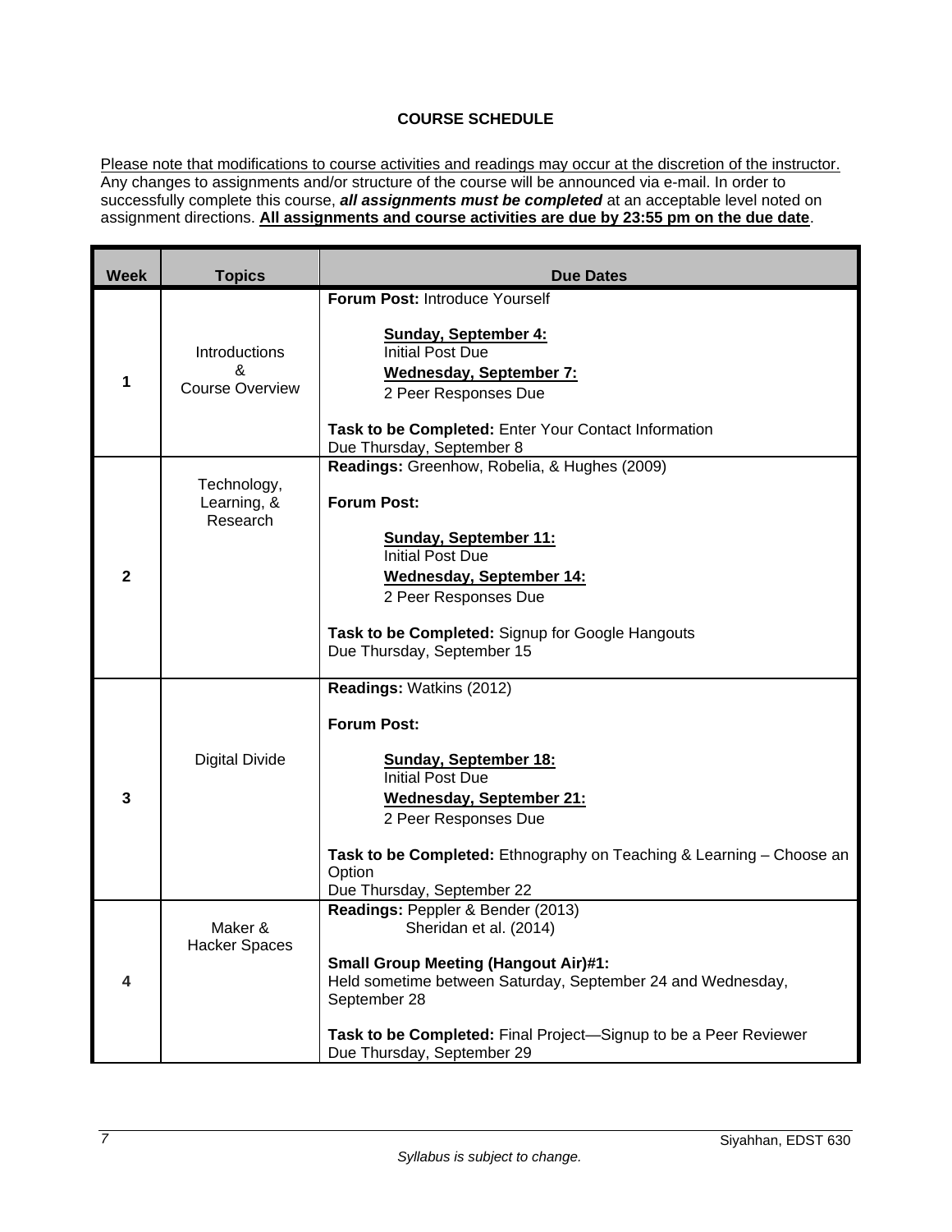**COURSE SCHEDULE**

Please note that modifications to course activities and readings may occur at the discretion of the instructor. Any changes to assignments and/or structure of the course will be announced via e-mail. In order to successfully complete this course, ***all assignments must be completed*** at an acceptable level noted on assignment directions. **All assignments and course activities are due by 23:55 pm on the due date**.

| Week | Topics | Due Dates |
|---|---|---|
| 1 | Introductions & Course Overview | **Forum Post:** Introduce Yourself<br><br>**Sunday, September 4:**<br>Initial Post Due<br>**Wednesday, September 7:**<br>2 Peer Responses Due<br><br>**Task to be Completed:** Enter Your Contact Information<br>Due Thursday, September 8 |
| 2 | Technology, Learning, & Research | **Readings:** Greenhow, Robelia, & Hughes (2009)<br><br>**Forum Post:**<br><br>**Sunday, September 11:**<br>Initial Post Due<br>**Wednesday, September 14:**<br>2 Peer Responses Due<br><br>**Task to be Completed:** Signup for Google Hangouts<br>Due Thursday, September 15 |
| 3 | Digital Divide | **Readings:** Watkins (2012)<br><br>**Forum Post:**<br><br>**Sunday, September 18:**<br>Initial Post Due<br>**Wednesday, September 21:**<br>2 Peer Responses Due<br><br>**Task to be Completed:** Ethnography on Teaching & Learning – Choose an Option<br>Due Thursday, September 22 |
| 4 | Maker & Hacker Spaces | **Readings:** Peppler & Bender (2013)<br>Sheridan et al. (2014)<br><br>**Small Group Meeting (Hangout Air)#1:**<br>Held sometime between Saturday, September 24 and Wednesday, September 28<br><br>**Task to be Completed:** Final Project—Signup to be a Peer Reviewer<br>Due Thursday, September 29 |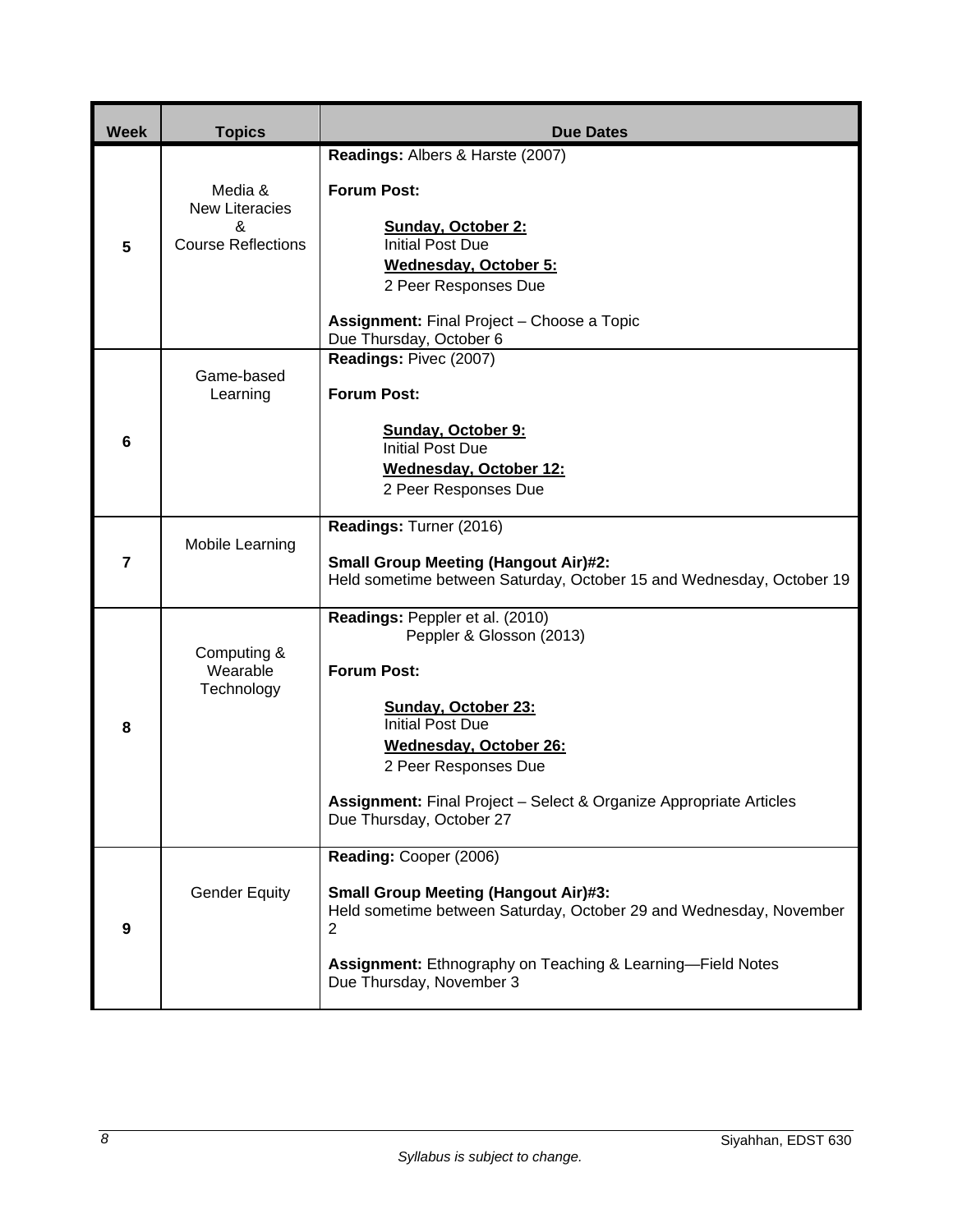| Week | Topics | Due Dates |
|---|---|---|
| 5 | Media & New Literacies & Course Reflections | **Readings:** Albers & Harste (2007)<br><br>**Forum Post:**<br><br>**Sunday, October 2:**<br>Initial Post Due<br>**Wednesday, October 5:**<br>2 Peer Responses Due<br><br>**Assignment:** Final Project – Choose a Topic<br>Due Thursday, October 6 |
| 6 | Game-based Learning | **Readings:** Pivec (2007)<br><br>**Forum Post:**<br><br>**Sunday, October 9:**<br>Initial Post Due<br>**Wednesday, October 12:**<br>2 Peer Responses Due |
| 7 | Mobile Learning | **Readings:** Turner (2016)<br><br>**Small Group Meeting (Hangout Air)#2:**<br>Held sometime between Saturday, October 15 and Wednesday, October 19 |
| 8 | Computing & Wearable Technology | **Readings:** Peppler et al. (2010)<br>Peppler & Glosson (2013)<br><br>**Forum Post:**<br><br>**Sunday, October 23:**<br>Initial Post Due<br>**Wednesday, October 26:**<br>2 Peer Responses Due<br><br>**Assignment:** Final Project – Select & Organize Appropriate Articles<br>Due Thursday, October 27 |
| 9 | Gender Equity | **Reading:** Cooper (2006)<br><br>**Small Group Meeting (Hangout Air)#3:**<br>Held sometime between Saturday, October 29 and Wednesday, November 2<br><br>**Assignment:** Ethnography on Teaching & Learning—Field Notes<br>Due Thursday, November 3 |

*Syllabus is subject to change.*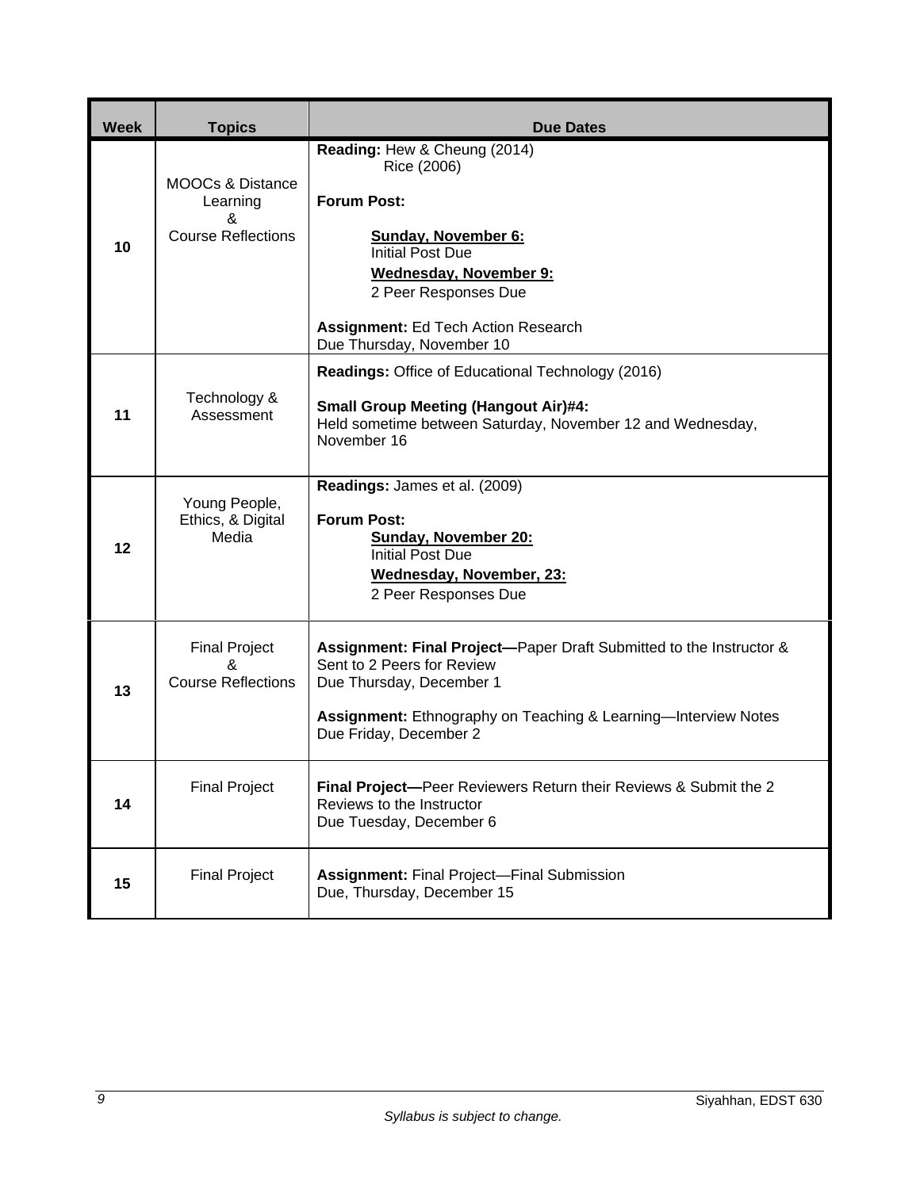| Week | Topics | Due Dates |
|---|---|---|
| 10 | MOOCs & Distance Learning & Course Reflections | **Reading:** Hew & Cheung (2014) Rice (2006)<br><br>**Forum Post:**<br>**Sunday, November 6:**<br>Initial Post Due<br>**Wednesday, November 9:**<br>2 Peer Responses Due<br><br>**Assignment:** Ed Tech Action Research<br>Due Thursday, November 10 |
| 11 | Technology & Assessment | **Readings:** Office of Educational Technology (2016)<br><br>**Small Group Meeting (Hangout Air)#4:**<br>Held sometime between Saturday, November 12 and Wednesday, November 16 |
| 12 | Young People, Ethics, & Digital Media | **Readings:** James et al. (2009)<br><br>**Forum Post:**<br>**Sunday, November 20:**<br>Initial Post Due<br>**Wednesday, November, 23:**<br>2 Peer Responses Due |
| 13 | Final Project & Course Reflections | **Assignment: Final Project—**Paper Draft Submitted to the Instructor & Sent to 2 Peers for Review<br>Due Thursday, December 1<br><br>**Assignment:** Ethnography on Teaching & Learning—Interview Notes<br>Due Friday, December 2 |
| 14 | Final Project | **Final Project—**Peer Reviewers Return their Reviews & Submit the 2 Reviews to the Instructor<br>Due Tuesday, December 6 |
| 15 | Final Project | **Assignment:** Final Project—Final Submission<br>Due, Thursday, December 15 |

*Syllabus is subject to change.*